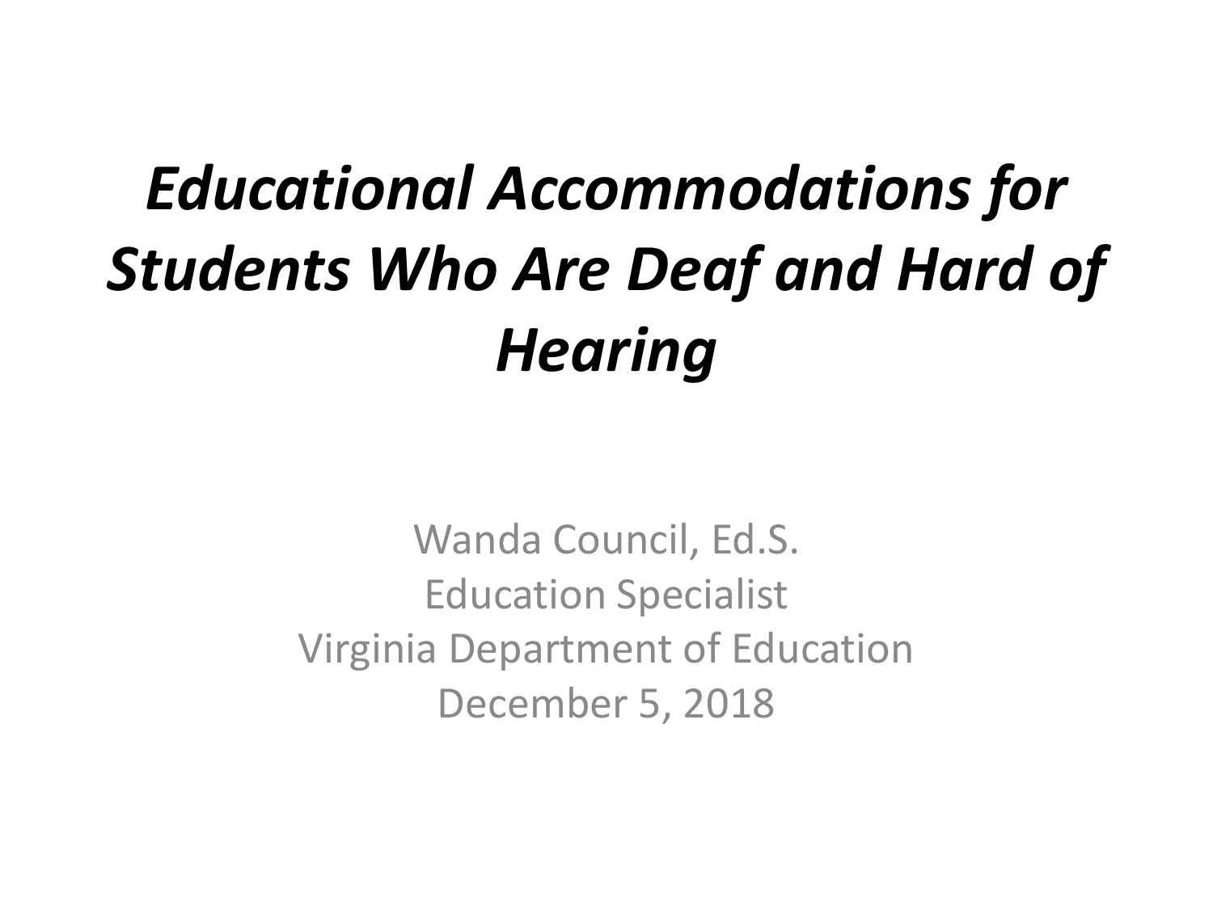# *Educational Accommodations for Students Who Are Deaf and Hard of Hearing*

Wanda Council, Ed.S.
Education Specialist
Virginia Department of Education
December 5, 2018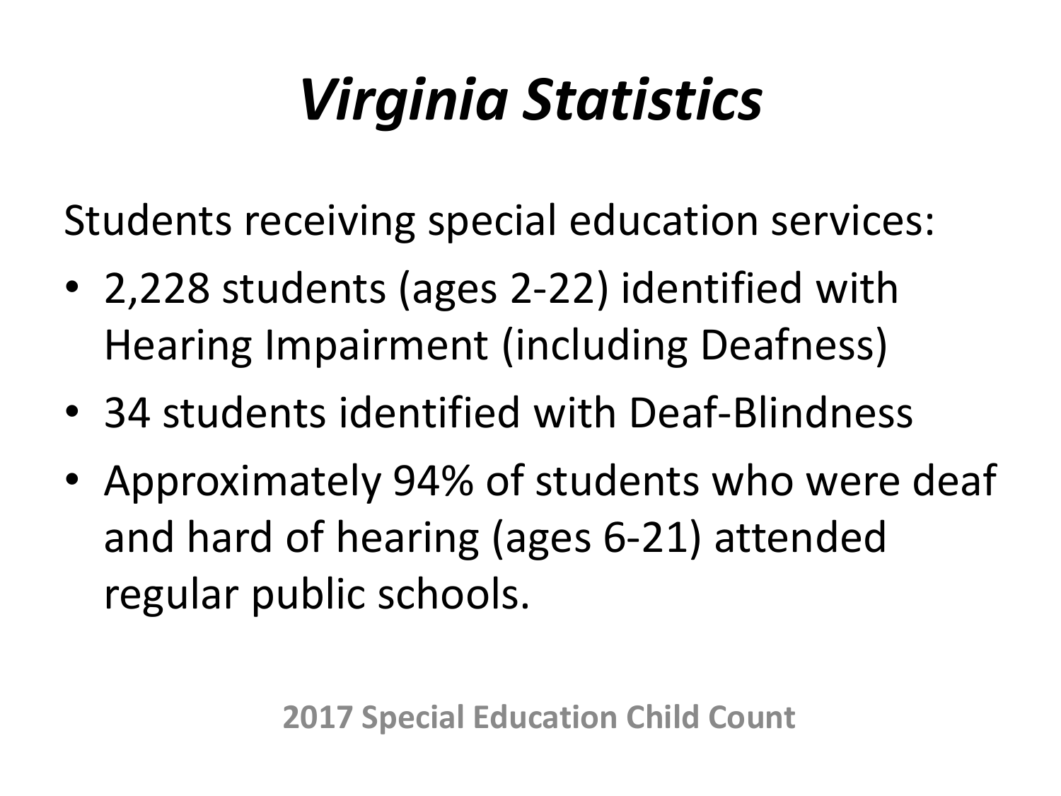# *Virginia Statistics*

Students receiving special education services:

- 2,228 students (ages 2-22) identified with Hearing Impairment (including Deafness)
- 34 students identified with Deaf-Blindness
- Approximately 94% of students who were deaf and hard of hearing (ages 6-21) attended regular public schools.

**2017 Special Education Child Count**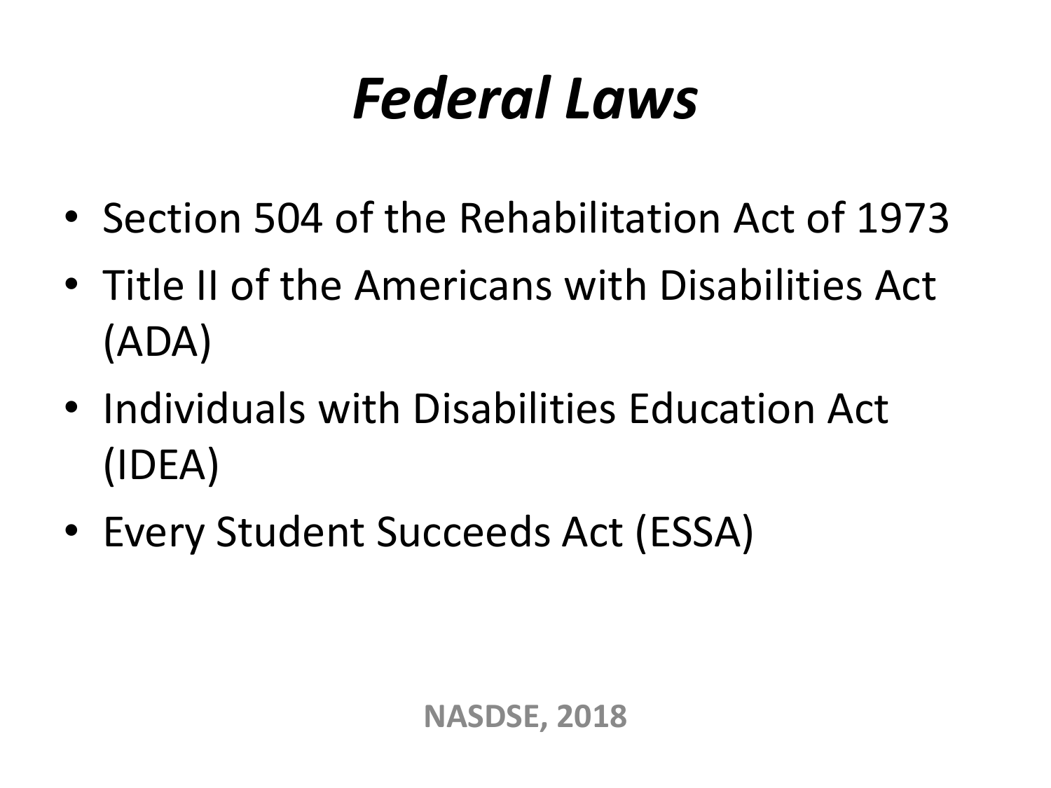# *Federal Laws*

- Section 504 of the Rehabilitation Act of 1973
- Title II of the Americans with Disabilities Act (ADA)
- Individuals with Disabilities Education Act (IDEA)
- Every Student Succeeds Act (ESSA)

**NASDSE, 2018**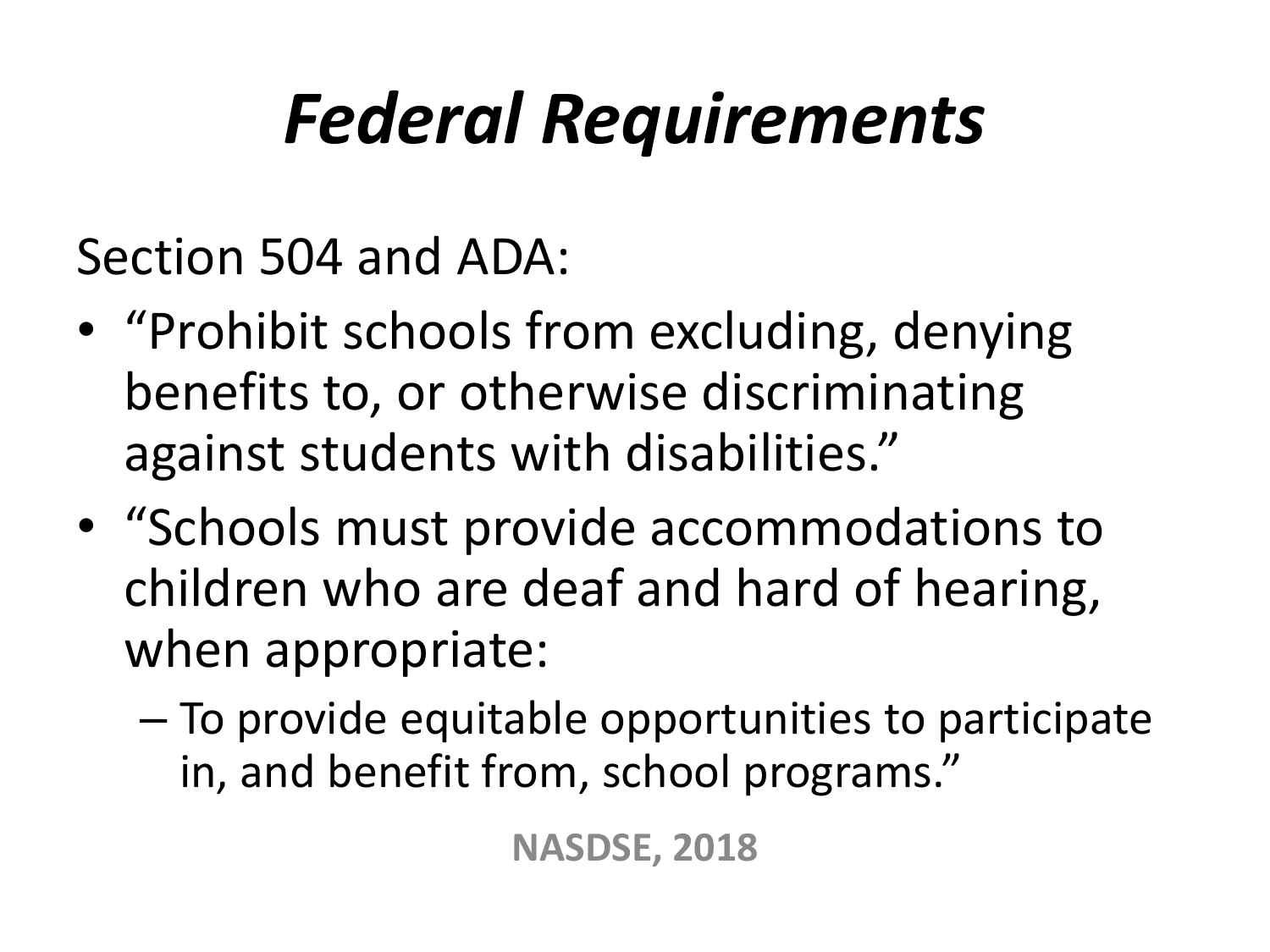# *Federal Requirements*

Section 504 and ADA:

- "Prohibit schools from excluding, denying benefits to, or otherwise discriminating against students with disabilities."
- "Schools must provide accommodations to children who are deaf and hard of hearing, when appropriate:
  - To provide equitable opportunities to participate in, and benefit from, school programs."

**NASDSE, 2018**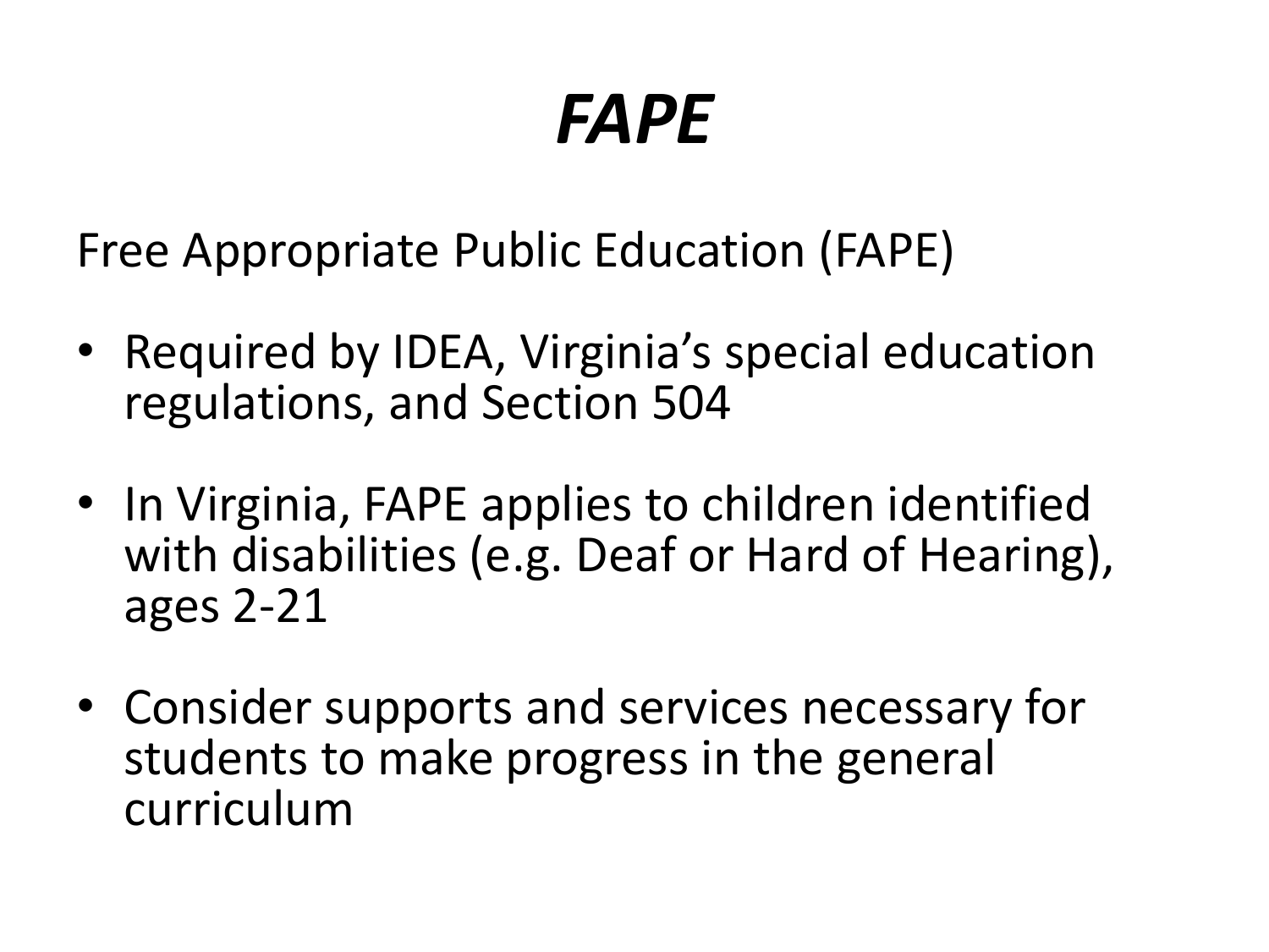# *FAPE*

Free Appropriate Public Education (FAPE)

- Required by IDEA, Virginia's special education regulations, and Section 504
- In Virginia, FAPE applies to children identified with disabilities (e.g. Deaf or Hard of Hearing), ages 2-21
- Consider supports and services necessary for students to make progress in the general curriculum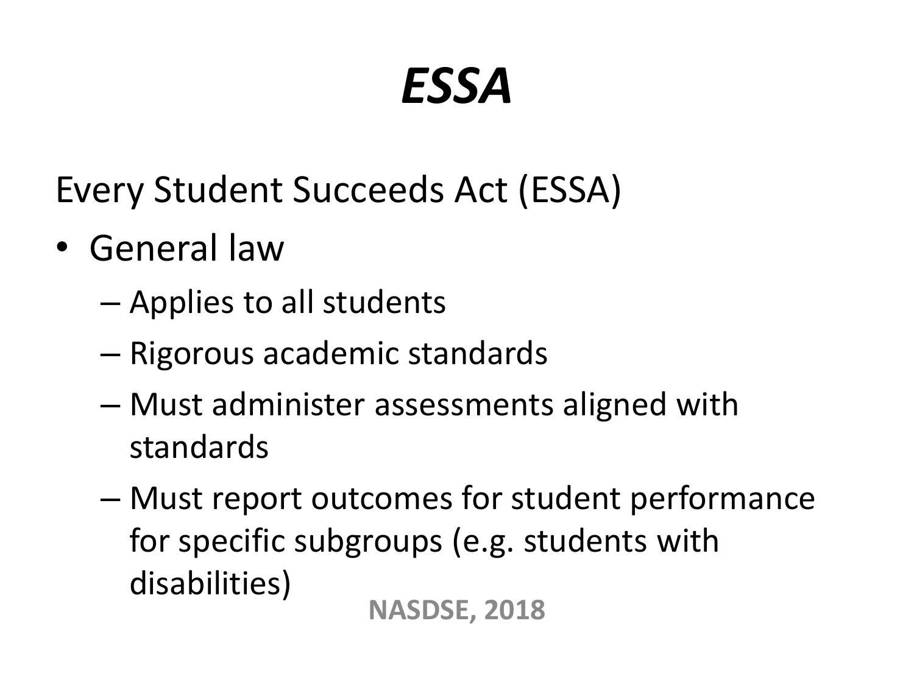# *ESSA*

Every Student Succeeds Act (ESSA)

- General law
  - Applies to all students
  - Rigorous academic standards
  - Must administer assessments aligned with standards
  - Must report outcomes for student performance for specific subgroups (e.g. students with disabilities)

**NASDSE, 2018**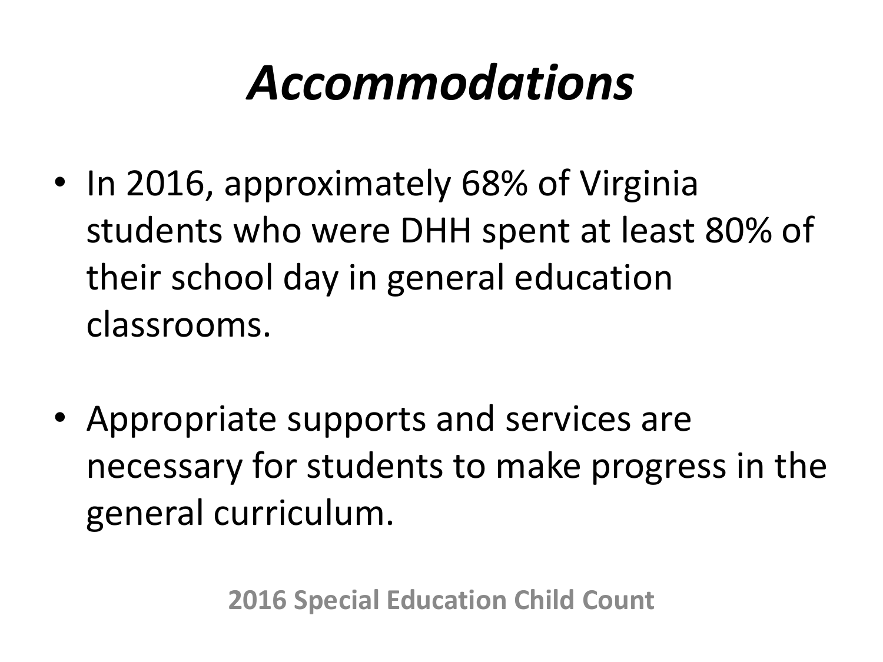# *Accommodations*

- In 2016, approximately 68% of Virginia students who were DHH spent at least 80% of their school day in general education classrooms.

- Appropriate supports and services are necessary for students to make progress in the general curriculum.

**2016 Special Education Child Count**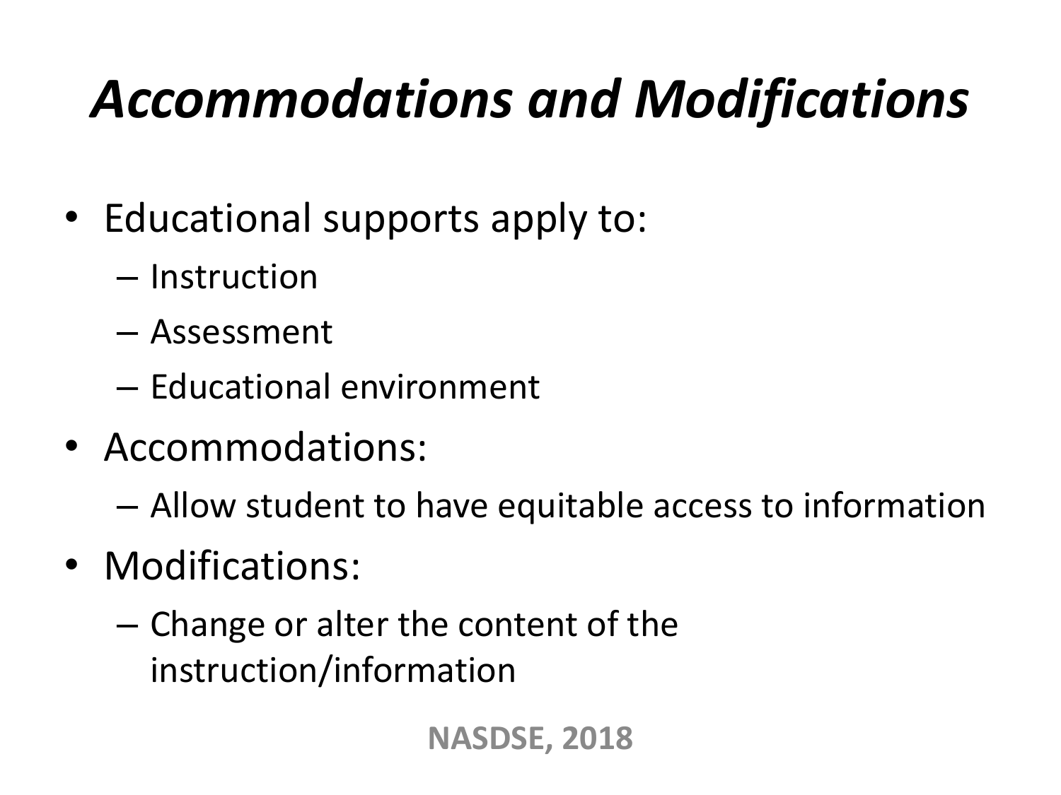# *Accommodations and Modifications*

- Educational supports apply to:
  - Instruction
  - Assessment
  - Educational environment
- Accommodations:
  - Allow student to have equitable access to information
- Modifications:
  - Change or alter the content of the instruction/information

**NASDSE, 2018**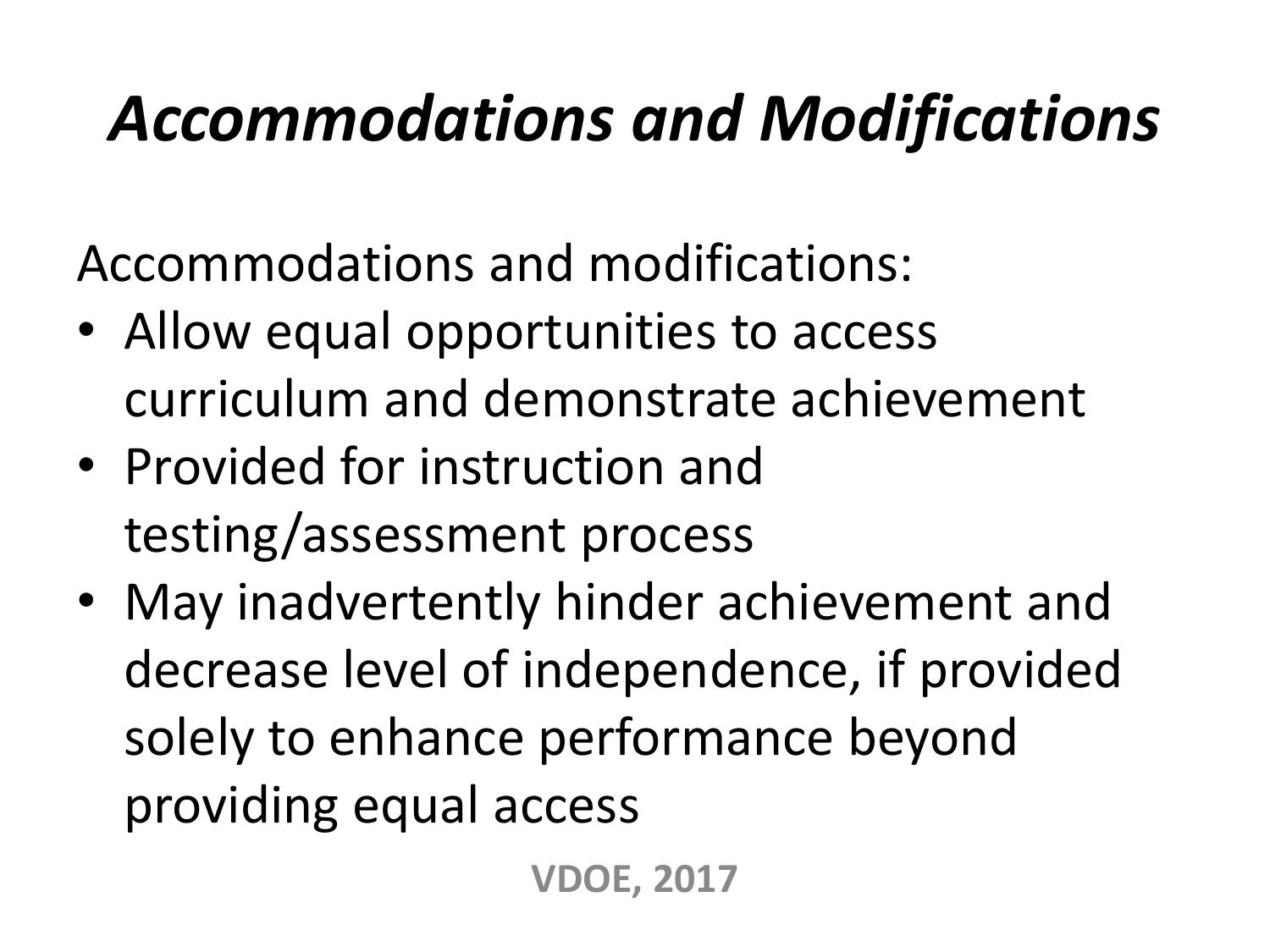# *Accommodations and Modifications*

Accommodations and modifications:

- Allow equal opportunities to access curriculum and demonstrate achievement
- Provided for instruction and testing/assessment process
- May inadvertently hinder achievement and decrease level of independence, if provided solely to enhance performance beyond providing equal access

**VDOE, 2017**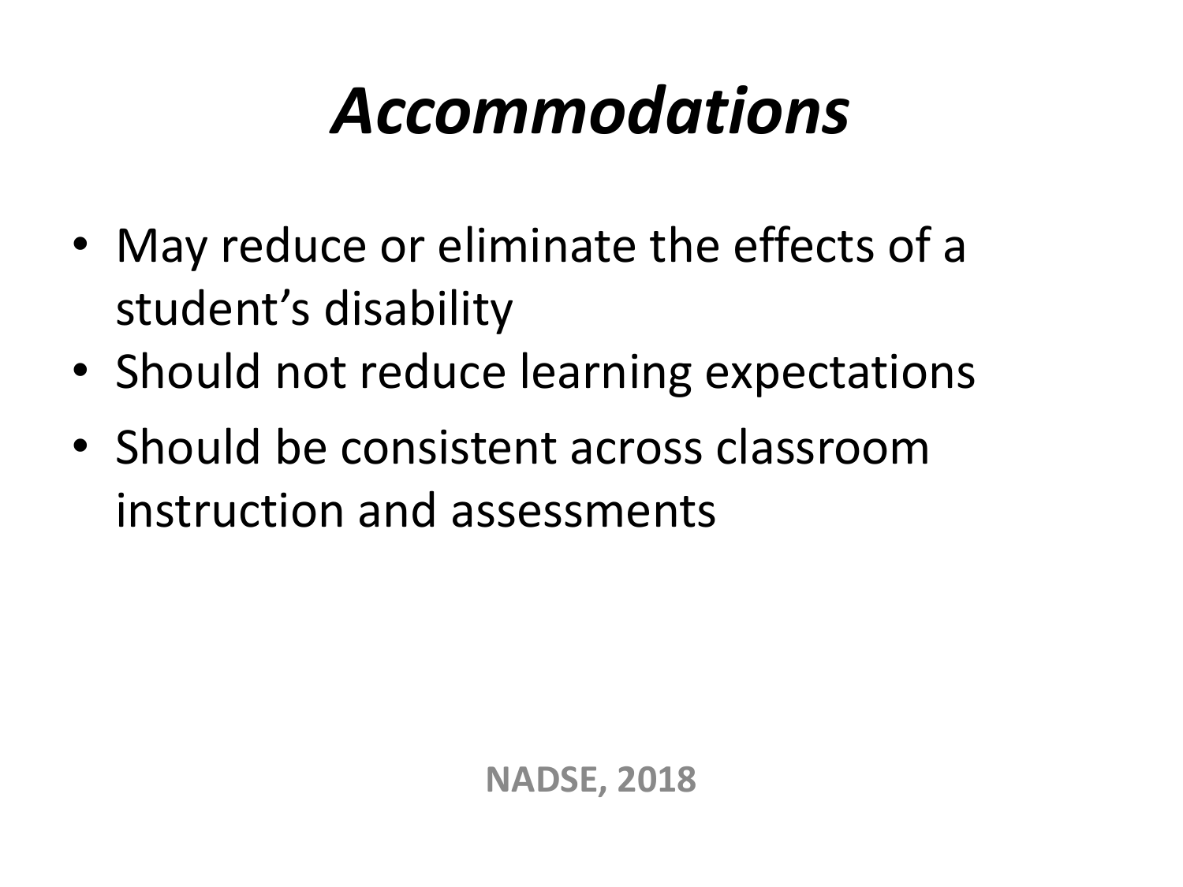# *Accommodations*

- May reduce or eliminate the effects of a student's disability
- Should not reduce learning expectations
- Should be consistent across classroom instruction and assessments

**NADSE, 2018**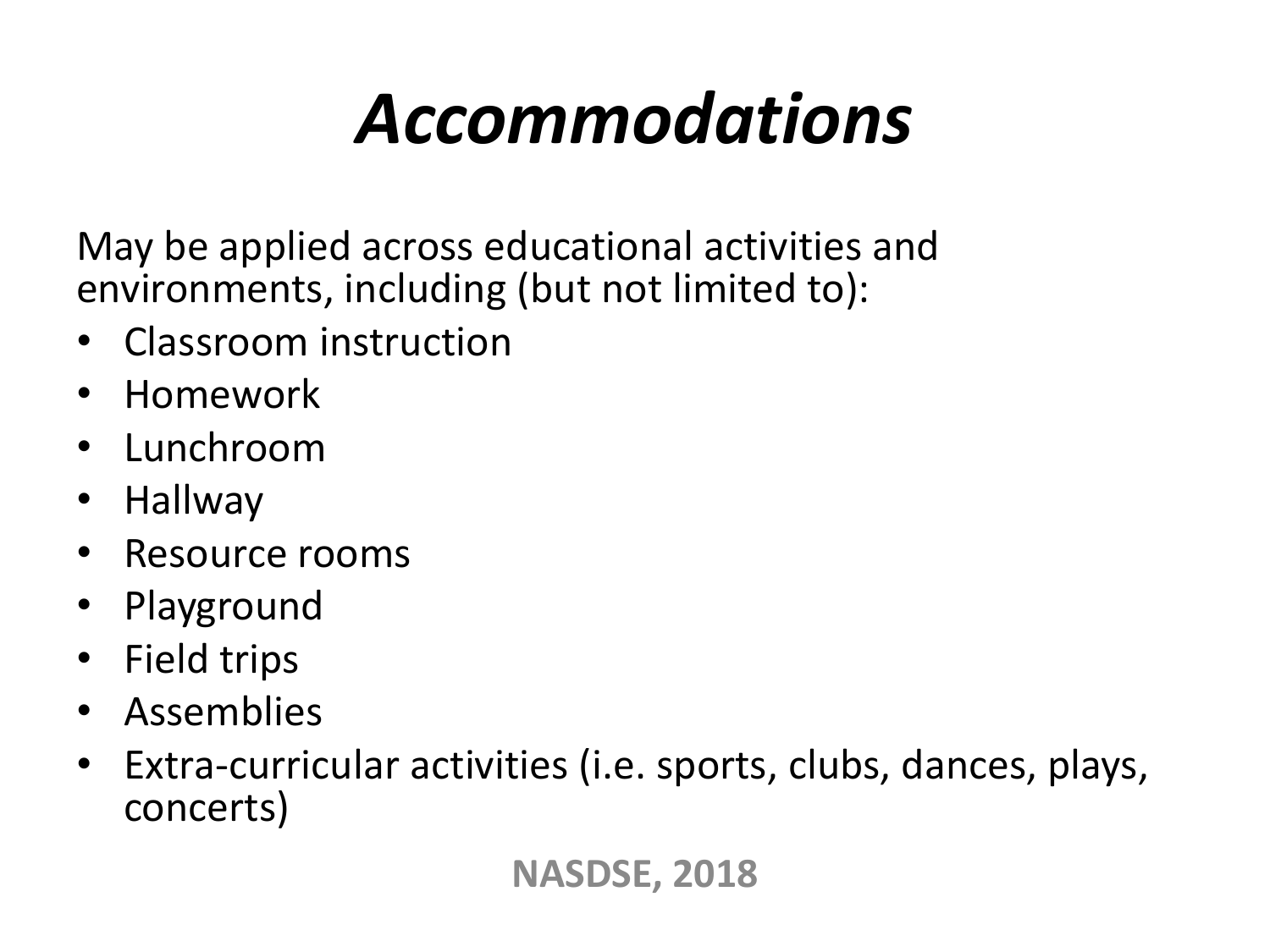# *Accommodations*

May be applied across educational activities and environments, including (but not limited to):

- Classroom instruction
- Homework
- Lunchroom
- Hallway
- Resource rooms
- Playground
- Field trips
- Assemblies
- Extra-curricular activities (i.e. sports, clubs, dances, plays, concerts)

**NASDSE, 2018**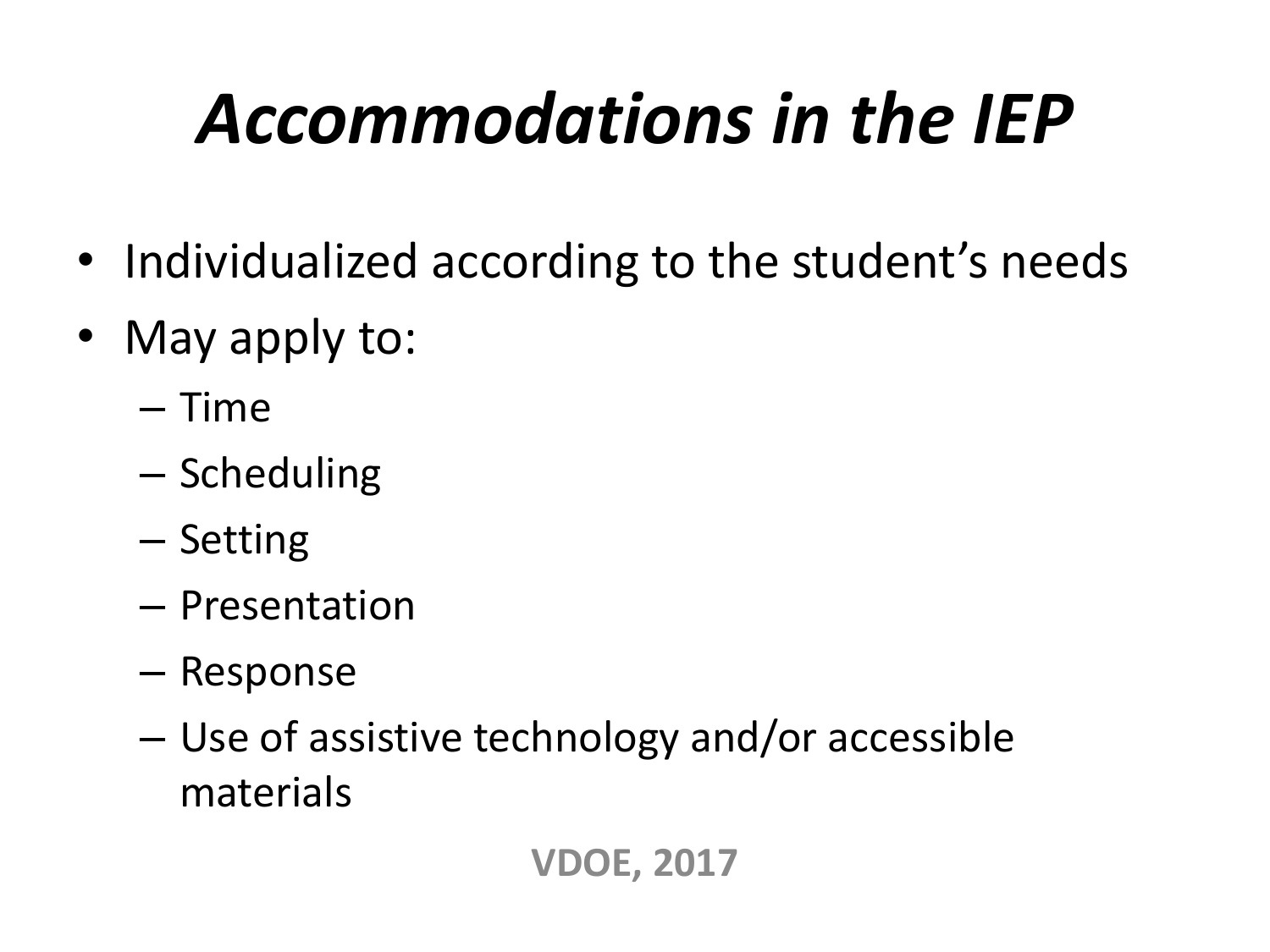# *Accommodations in the IEP*

- Individualized according to the student's needs
- May apply to:
  - Time
  - Scheduling
  - Setting
  - Presentation
  - Response
  - Use of assistive technology and/or accessible materials

**VDOE, 2017**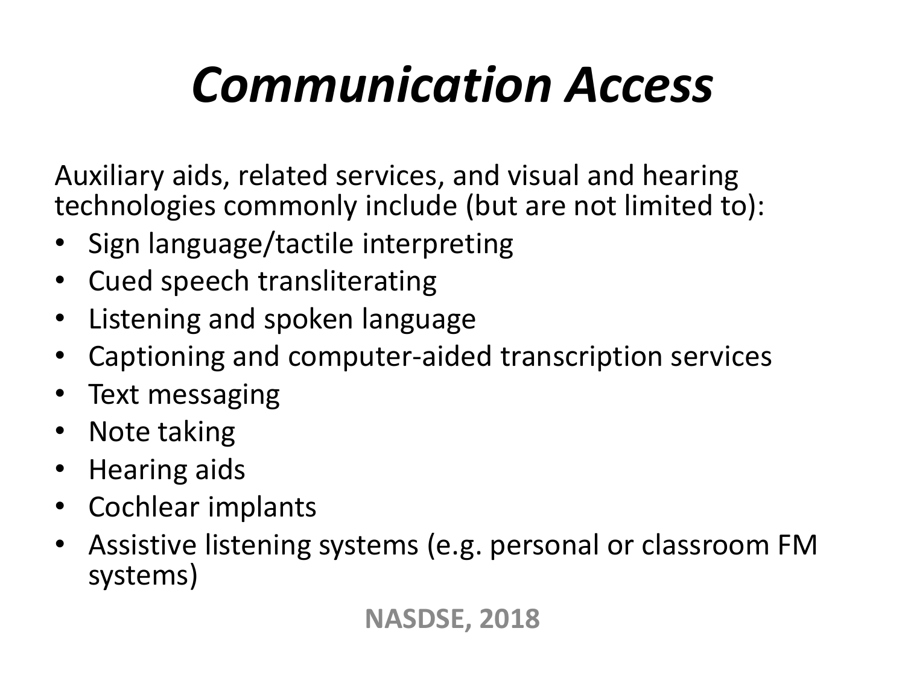# *Communication Access*

Auxiliary aids, related services, and visual and hearing technologies commonly include (but are not limited to):

- Sign language/tactile interpreting
- Cued speech transliterating
- Listening and spoken language
- Captioning and computer-aided transcription services
- Text messaging
- Note taking
- Hearing aids
- Cochlear implants
- Assistive listening systems (e.g. personal or classroom FM systems)

**NASDSE, 2018**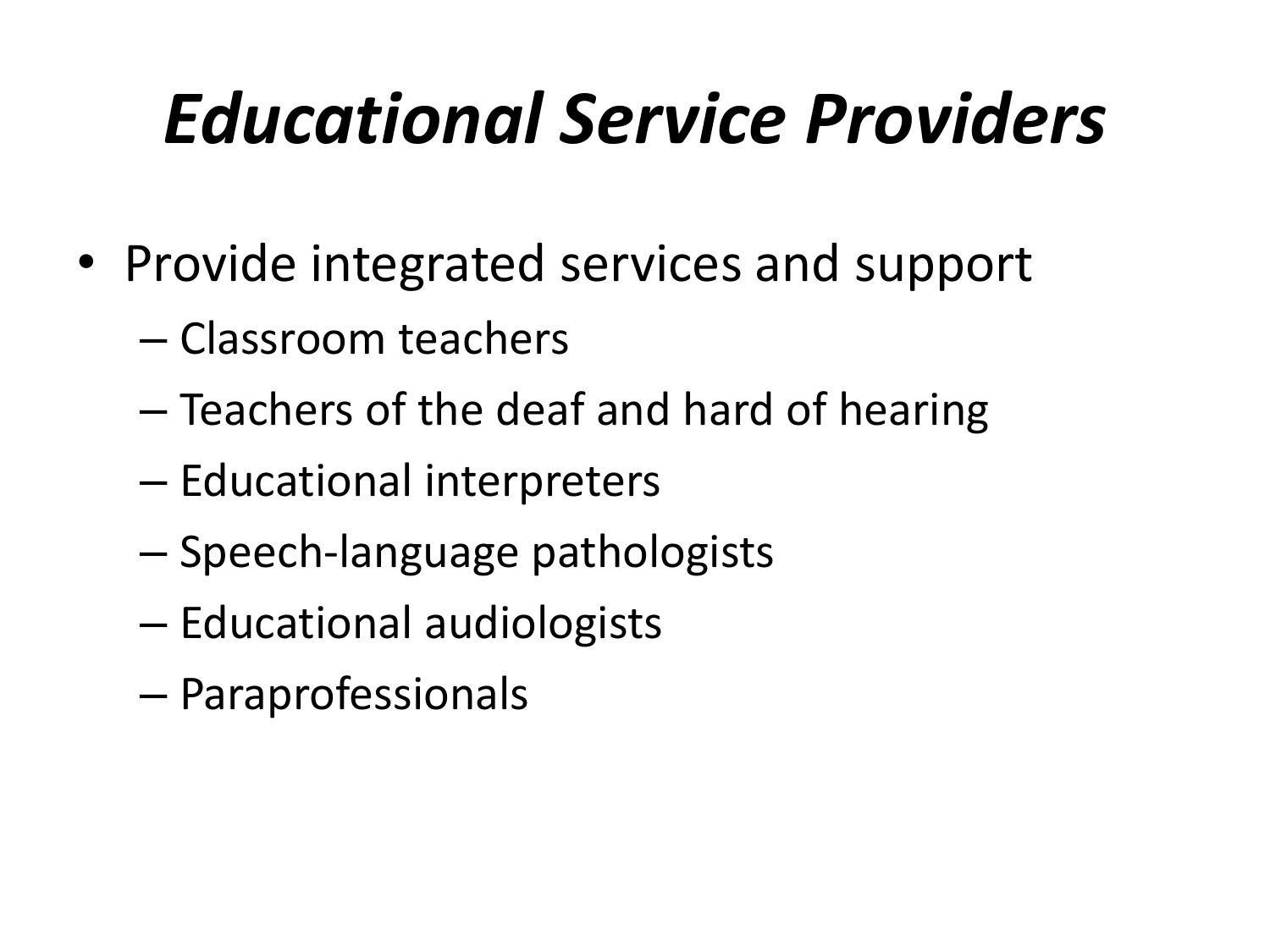# *Educational Service Providers*

- Provide integrated services and support
  - Classroom teachers
  - Teachers of the deaf and hard of hearing
  - Educational interpreters
  - Speech-language pathologists
  - Educational audiologists
  - Paraprofessionals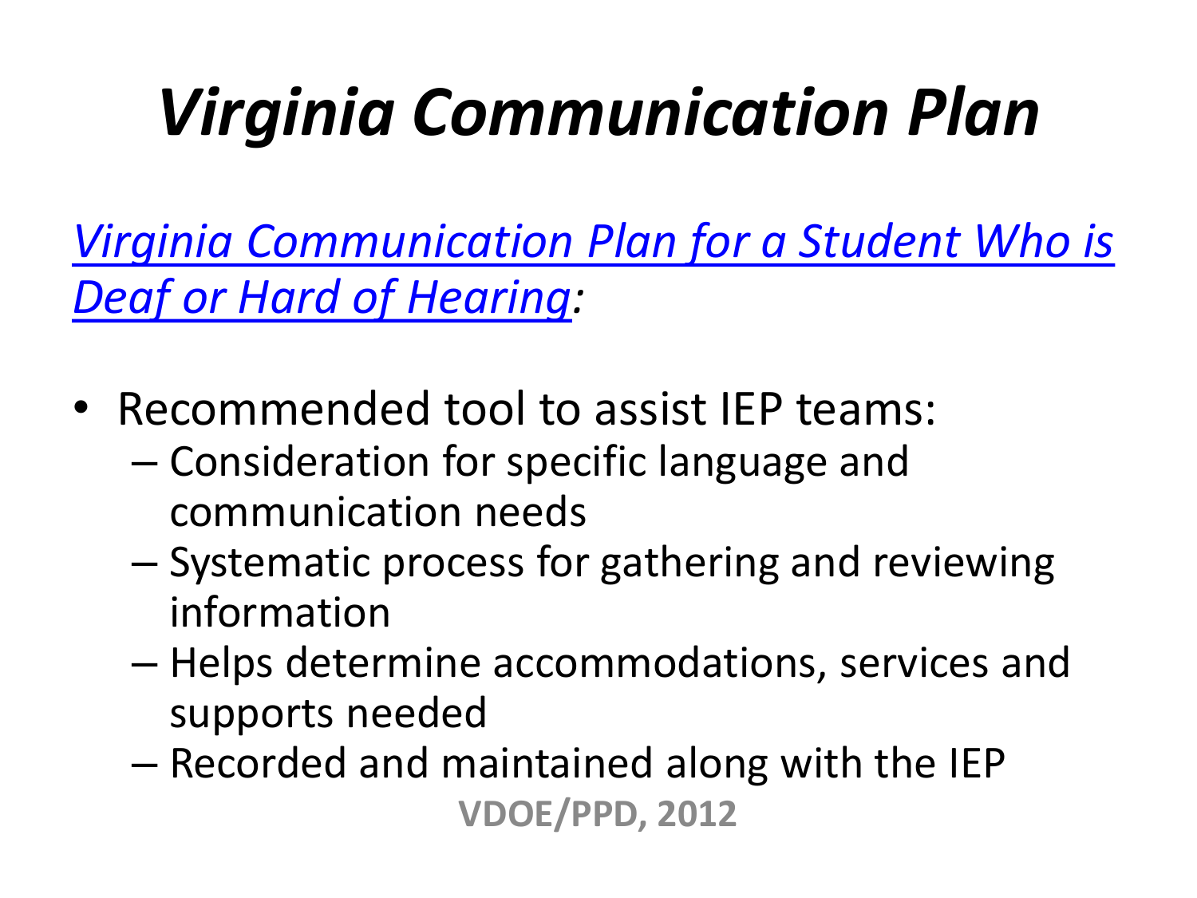# *Virginia Communication Plan*

*Virginia Communication Plan for a Student Who is Deaf or Hard of Hearing:*

- Recommended tool to assist IEP teams:
  - Consideration for specific language and communication needs
  - Systematic process for gathering and reviewing information
  - Helps determine accommodations, services and supports needed
  - Recorded and maintained along with the IEP

**VDOE/PPD, 2012**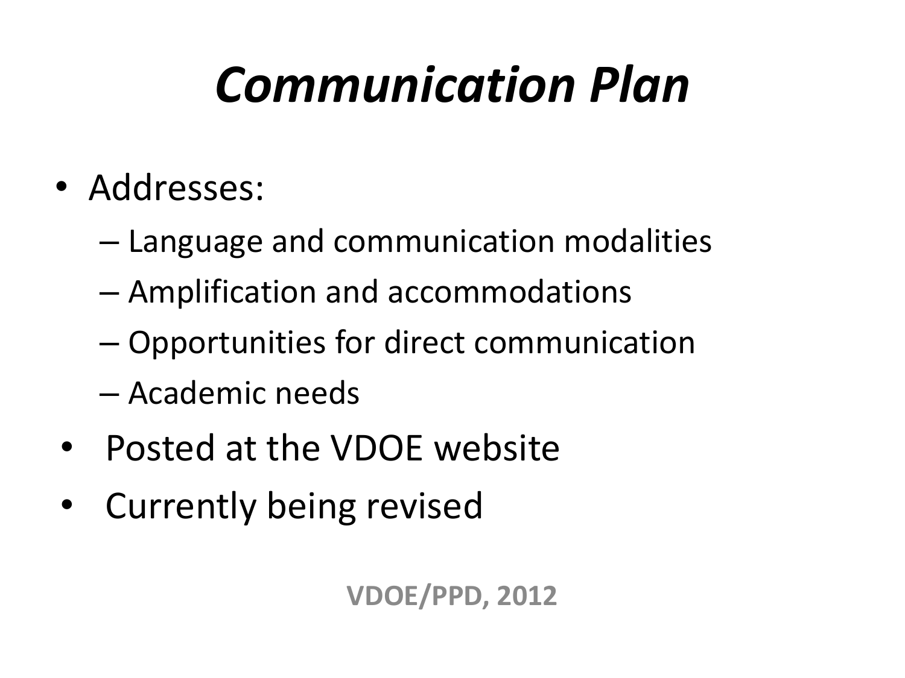# *Communication Plan*

- Addresses:
  - Language and communication modalities
  - Amplification and accommodations
  - Opportunities for direct communication
  - Academic needs
- Posted at the VDOE website
- Currently being revised

**VDOE/PPD, 2012**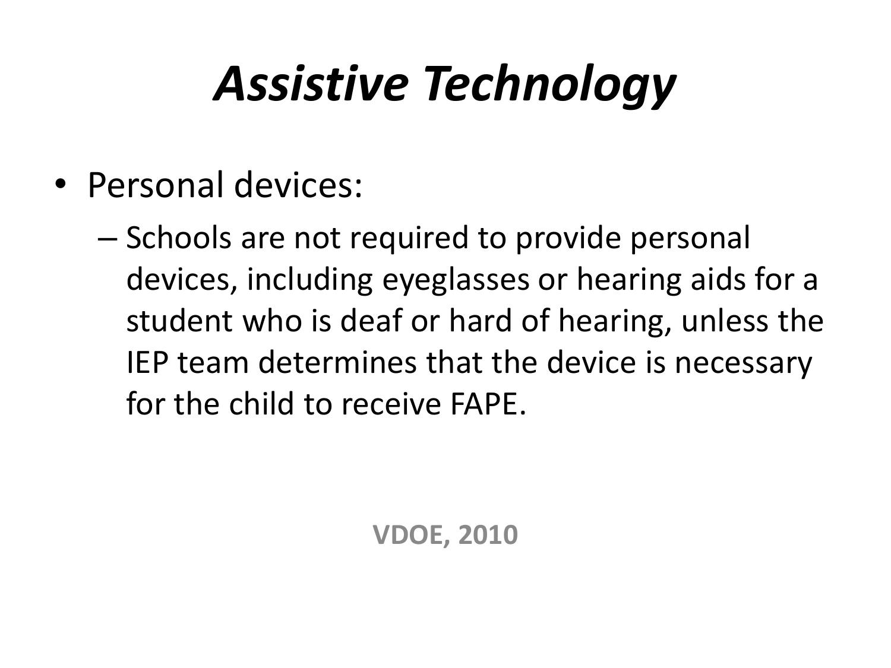# *Assistive Technology*

- Personal devices:
  - Schools are not required to provide personal devices, including eyeglasses or hearing aids for a student who is deaf or hard of hearing, unless the IEP team determines that the device is necessary for the child to receive FAPE.

**VDOE, 2010**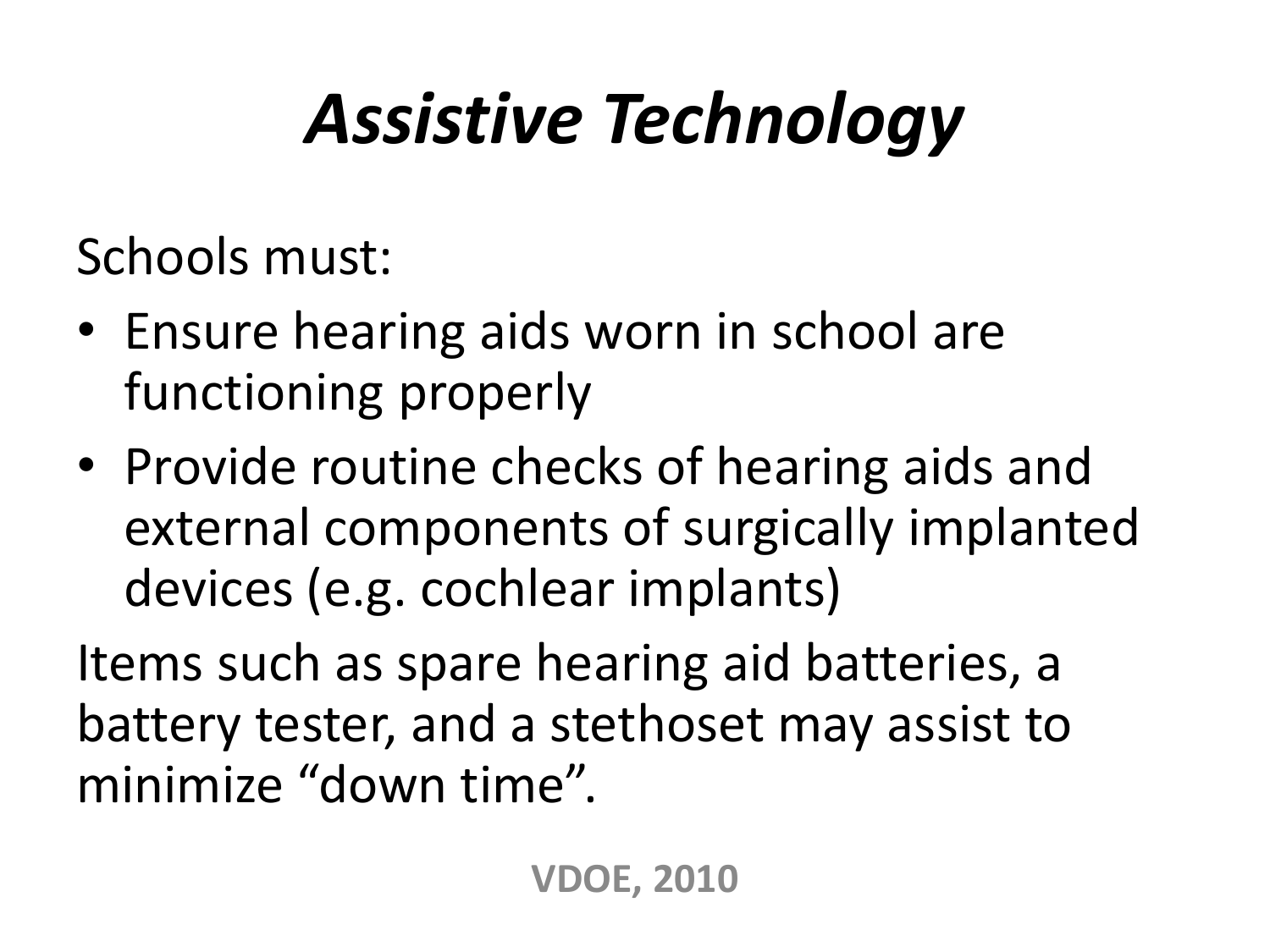# *Assistive Technology*

Schools must:

- Ensure hearing aids worn in school are functioning properly
- Provide routine checks of hearing aids and external components of surgically implanted devices (e.g. cochlear implants)

Items such as spare hearing aid batteries, a battery tester, and a stethoset may assist to minimize “down time”.

**VDOE, 2010**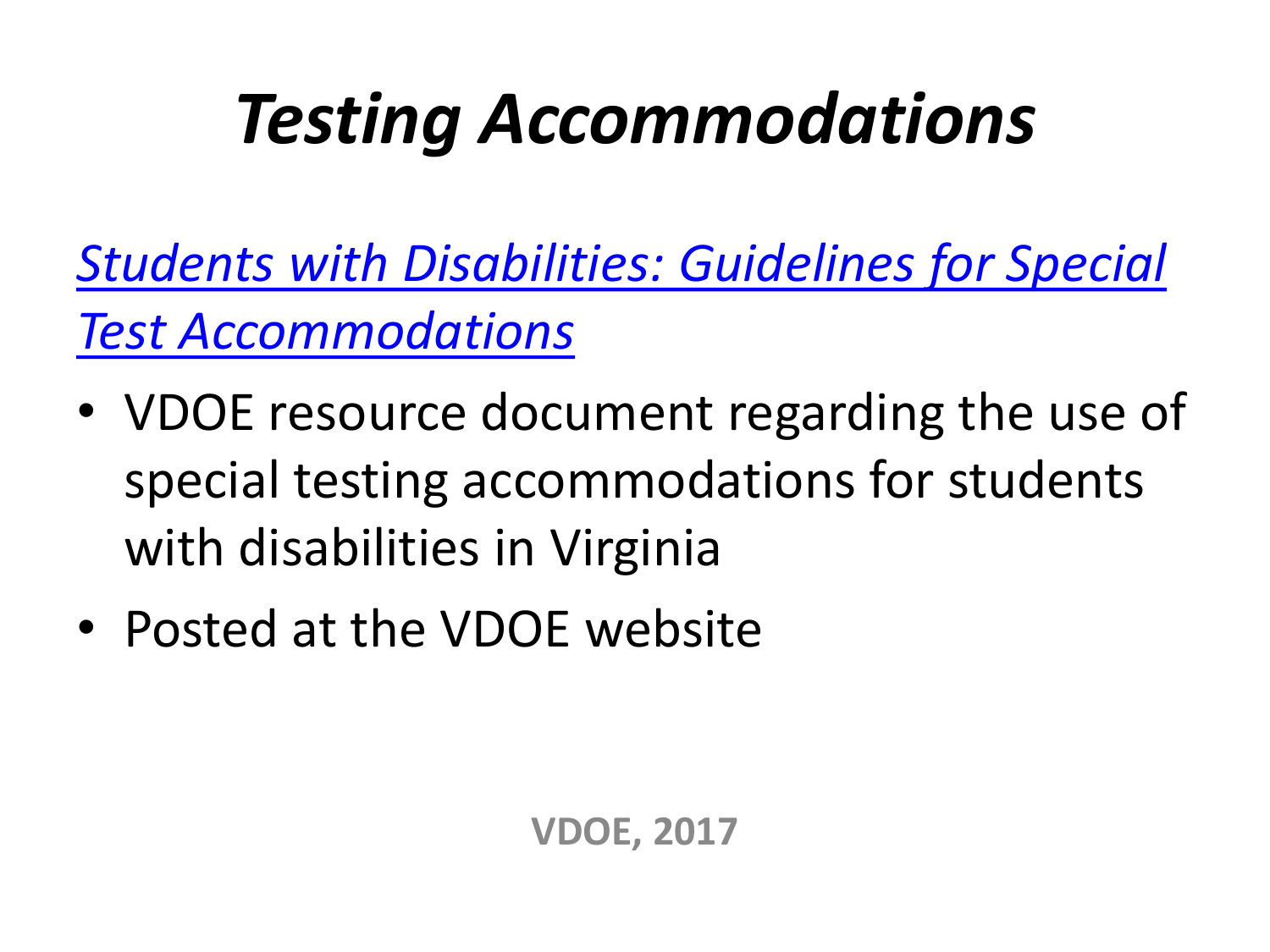# *Testing Accommodations*

[*Students with Disabilities: Guidelines for Special Test Accommodations*]

- VDOE resource document regarding the use of special testing accommodations for students with disabilities in Virginia
- Posted at the VDOE website

**VDOE, 2017**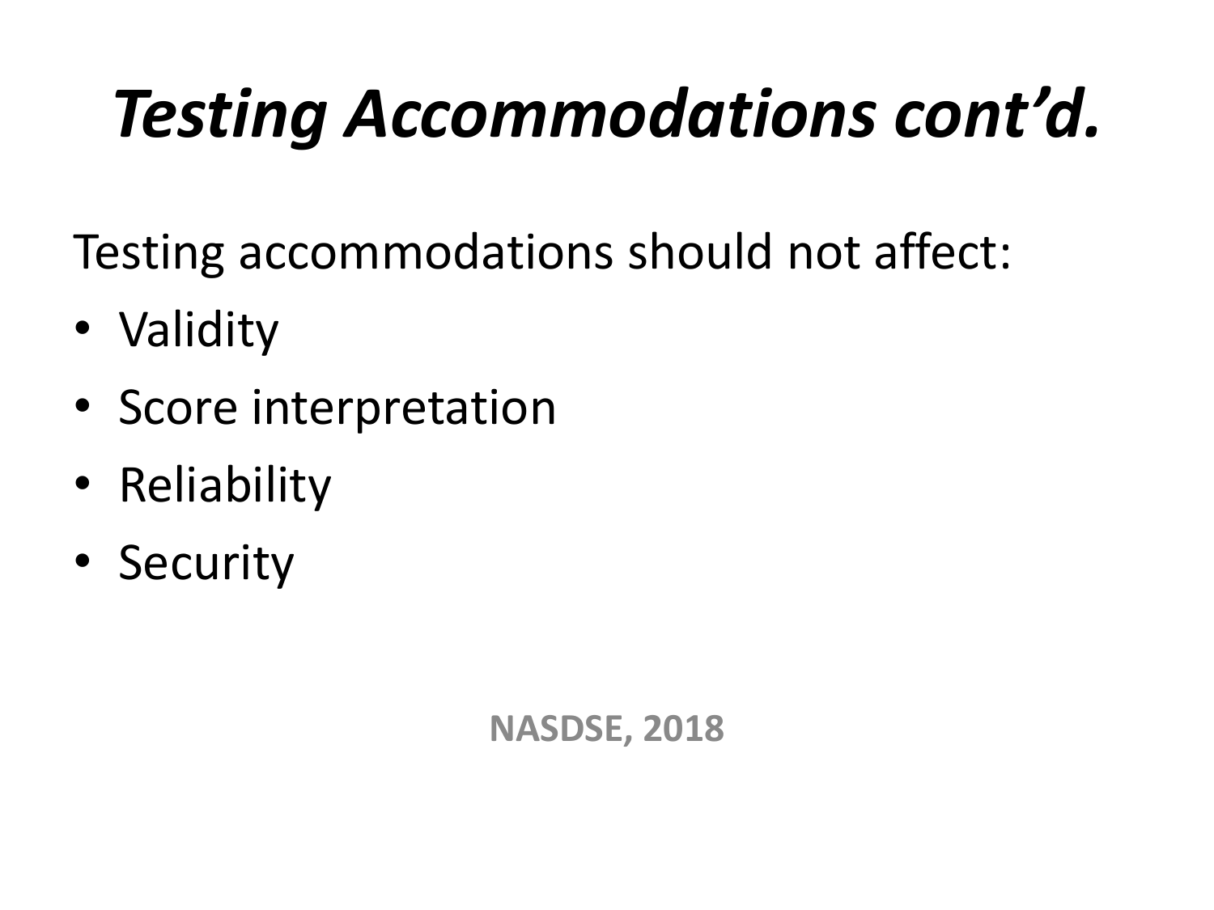# *Testing Accommodations cont'd.*

Testing accommodations should not affect:

- Validity
- Score interpretation
- Reliability
- Security

**NASDSE, 2018**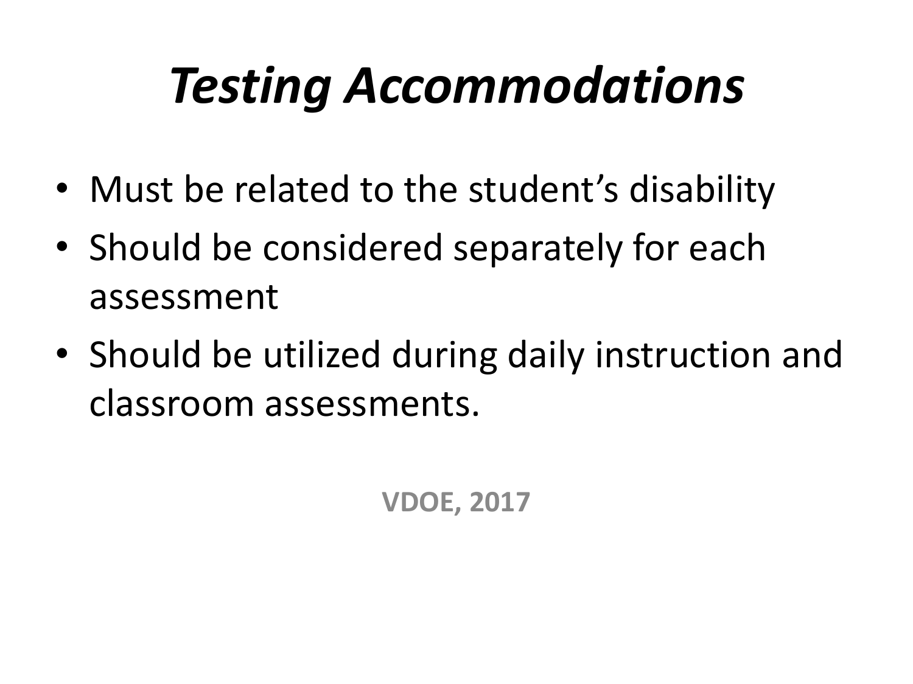# *Testing Accommodations*

- Must be related to the student’s disability
- Should be considered separately for each assessment
- Should be utilized during daily instruction and classroom assessments.

**VDOE, 2017**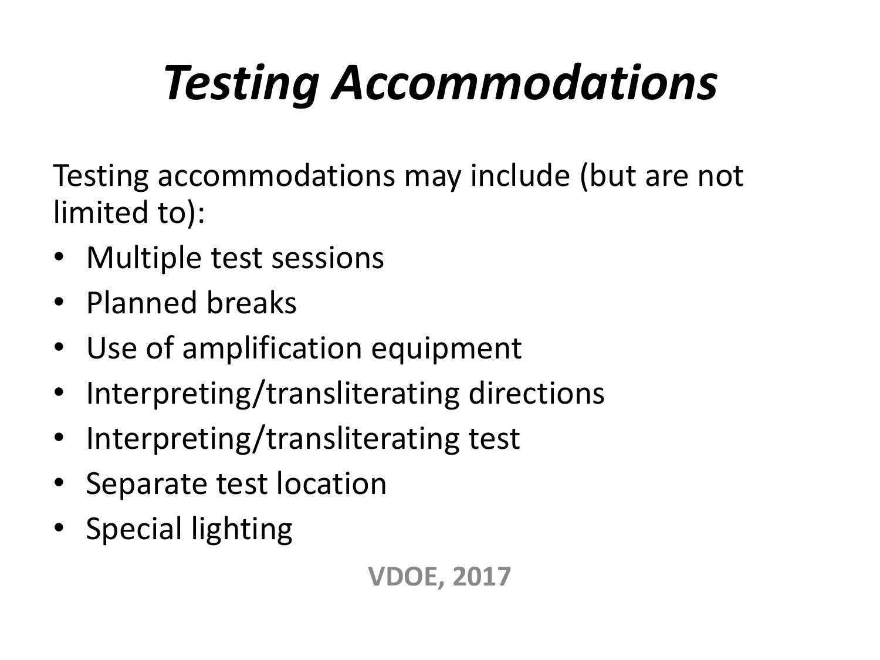# *Testing Accommodations*

Testing accommodations may include (but are not limited to):

- Multiple test sessions
- Planned breaks
- Use of amplification equipment
- Interpreting/transliterating directions
- Interpreting/transliterating test
- Separate test location
- Special lighting

**VDOE, 2017**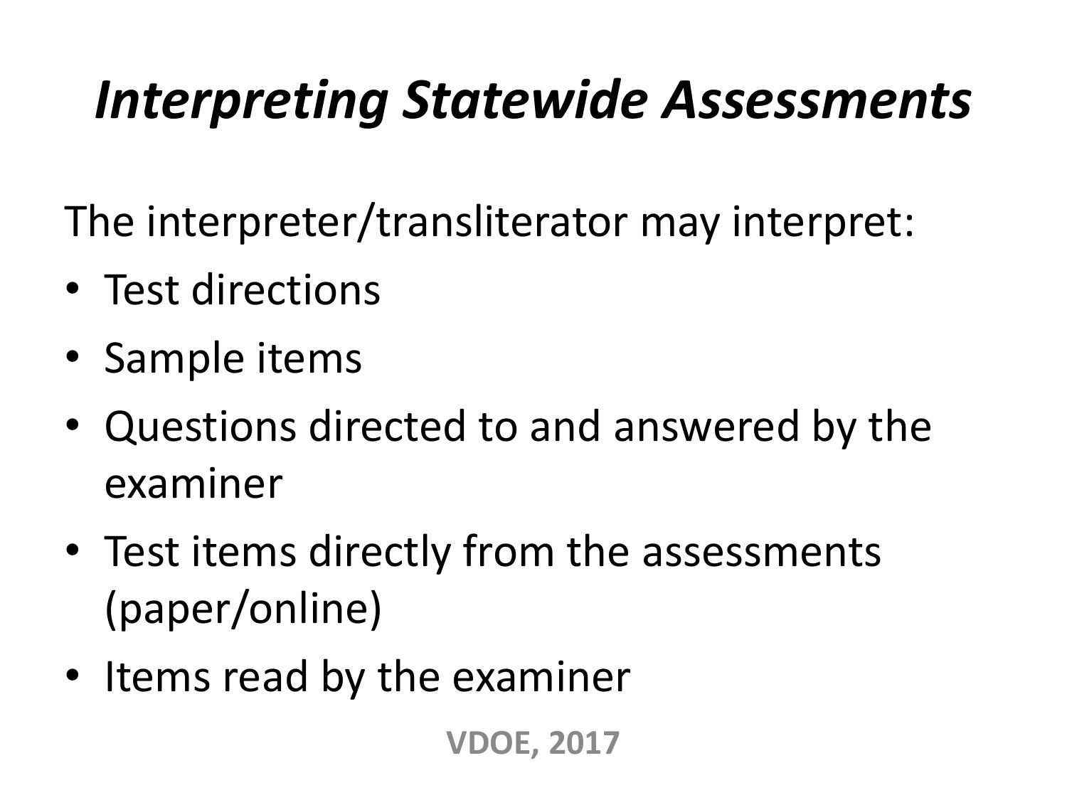# *Interpreting Statewide Assessments*

The interpreter/transliterator may interpret:

- Test directions
- Sample items
- Questions directed to and answered by the examiner
- Test items directly from the assessments (paper/online)
- Items read by the examiner

**VDOE, 2017**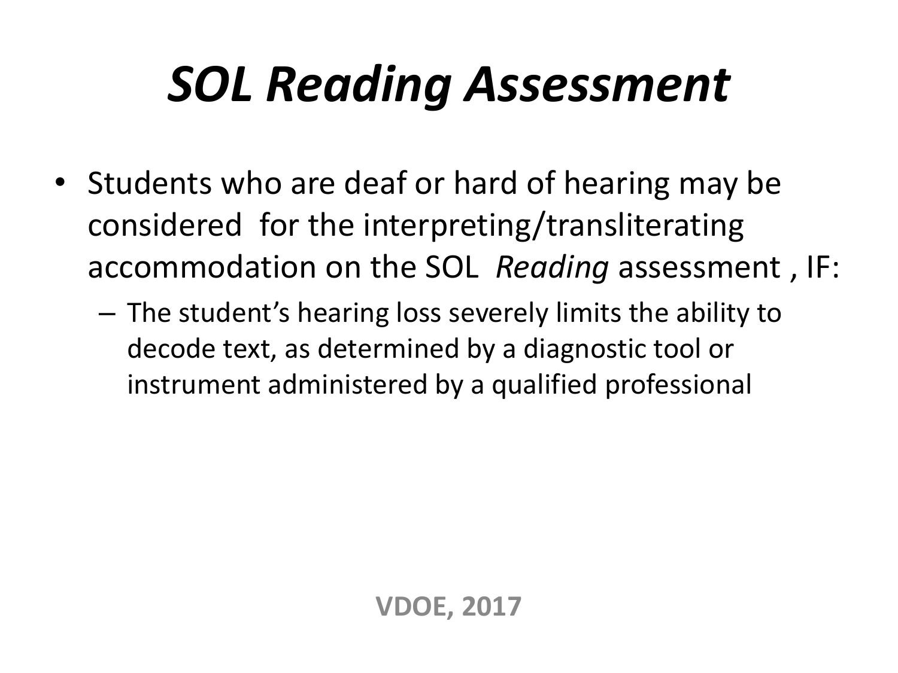# *SOL Reading Assessment*

- Students who are deaf or hard of hearing may be considered for the interpreting/transliterating accommodation on the SOL *Reading* assessment , IF:
  - The student's hearing loss severely limits the ability to decode text, as determined by a diagnostic tool or instrument administered by a qualified professional

**VDOE, 2017**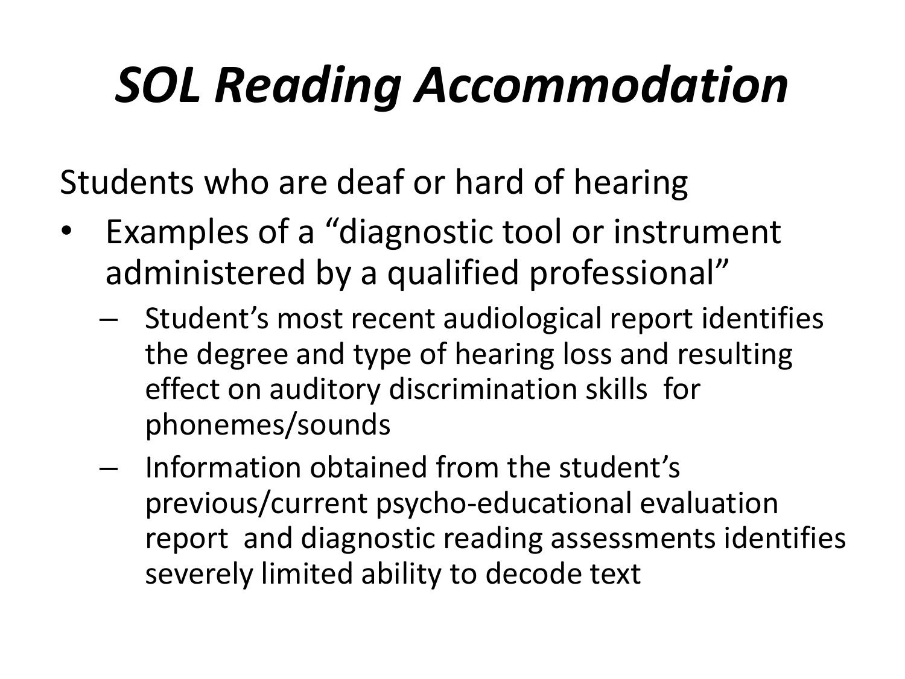# *SOL Reading Accommodation*

Students who are deaf or hard of hearing

- Examples of a "diagnostic tool or instrument administered by a qualified professional"
  - Student's most recent audiological report identifies the degree and type of hearing loss and resulting effect on auditory discrimination skills for phonemes/sounds
  - Information obtained from the student's previous/current psycho-educational evaluation report and diagnostic reading assessments identifies severely limited ability to decode text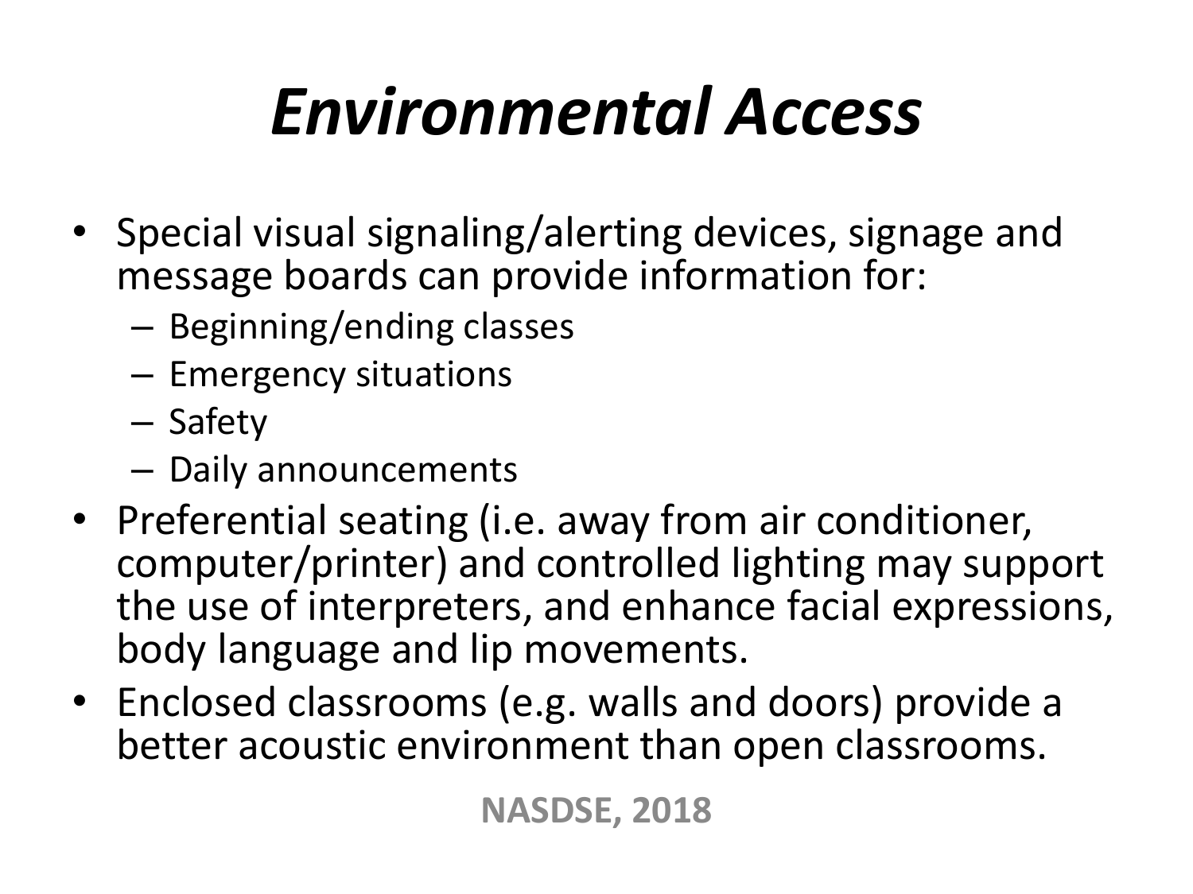# *Environmental Access*

- Special visual signaling/alerting devices, signage and message boards can provide information for:
  - Beginning/ending classes
  - Emergency situations
  - Safety
  - Daily announcements
- Preferential seating (i.e. away from air conditioner, computer/printer) and controlled lighting may support the use of interpreters, and enhance facial expressions, body language and lip movements.
- Enclosed classrooms (e.g. walls and doors) provide a better acoustic environment than open classrooms.

**NASDSE, 2018**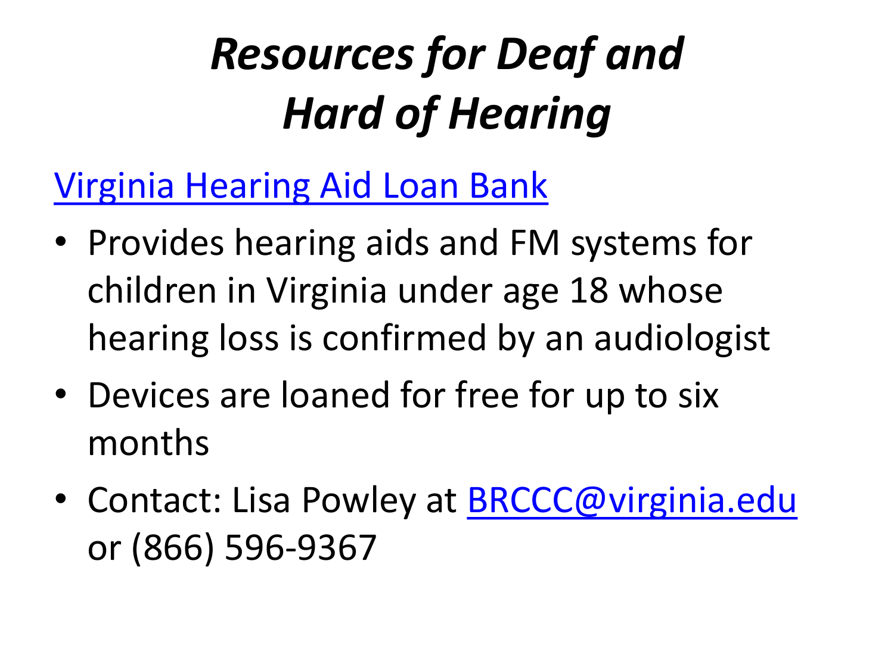# *Resources for Deaf and Hard of Hearing*

Virginia Hearing Aid Loan Bank

- Provides hearing aids and FM systems for children in Virginia under age 18 whose hearing loss is confirmed by an audiologist
- Devices are loaned for free for up to six months
- Contact: Lisa Powley at BRCCC@virginia.edu or (866) 596-9367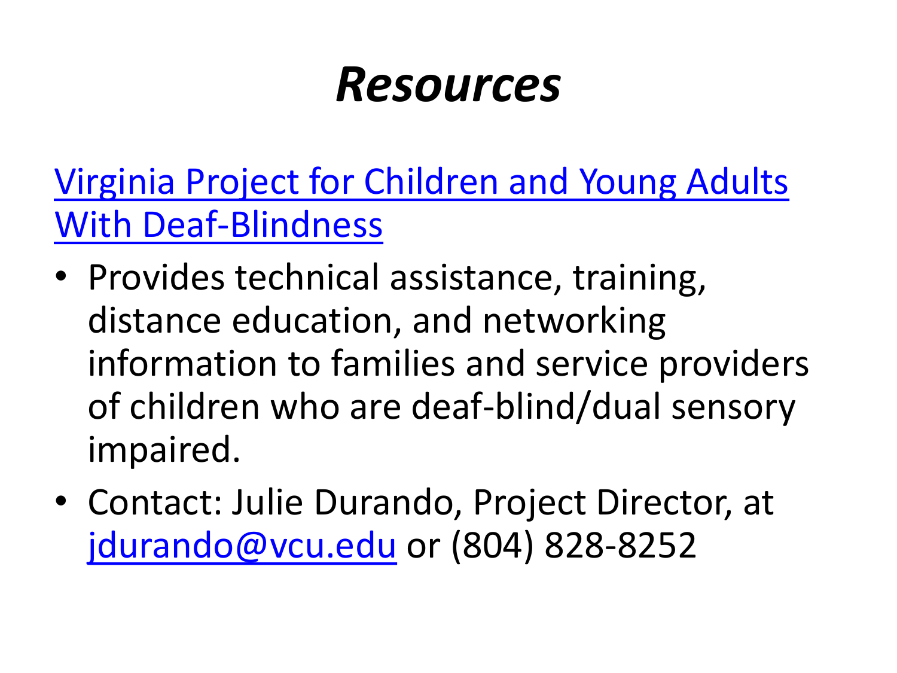# *Resources*

Virginia Project for Children and Young Adults With Deaf-Blindness

- Provides technical assistance, training, distance education, and networking information to families and service providers of children who are deaf-blind/dual sensory impaired.
- Contact: Julie Durando, Project Director, at jdurando@vcu.edu or (804) 828-8252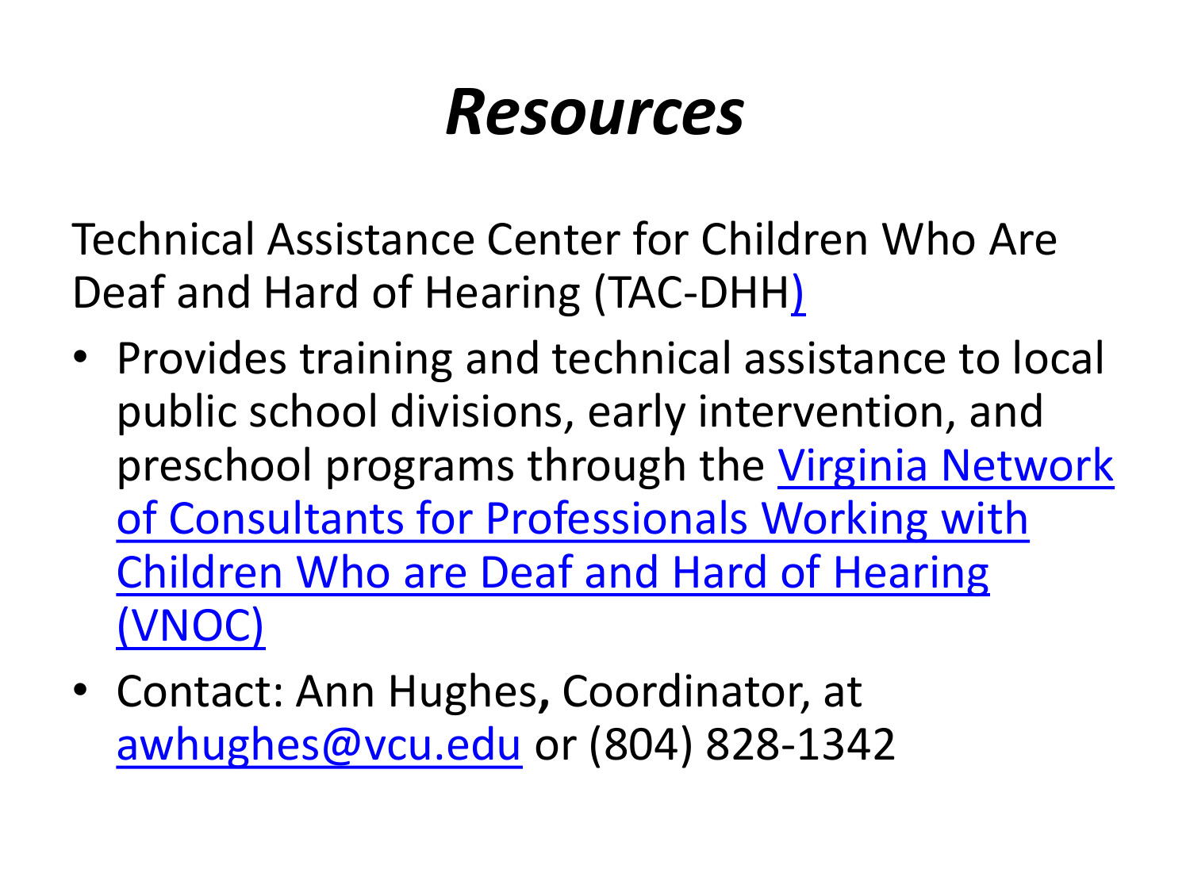# *Resources*

Technical Assistance Center for Children Who Are Deaf and Hard of Hearing (TAC-DHH)

- Provides training and technical assistance to local public school divisions, early intervention, and preschool programs through the Virginia Network of Consultants for Professionals Working with Children Who are Deaf and Hard of Hearing (VNOC)
- Contact: Ann Hughes**,** Coordinator, at awhughes@vcu.edu or (804) 828-1342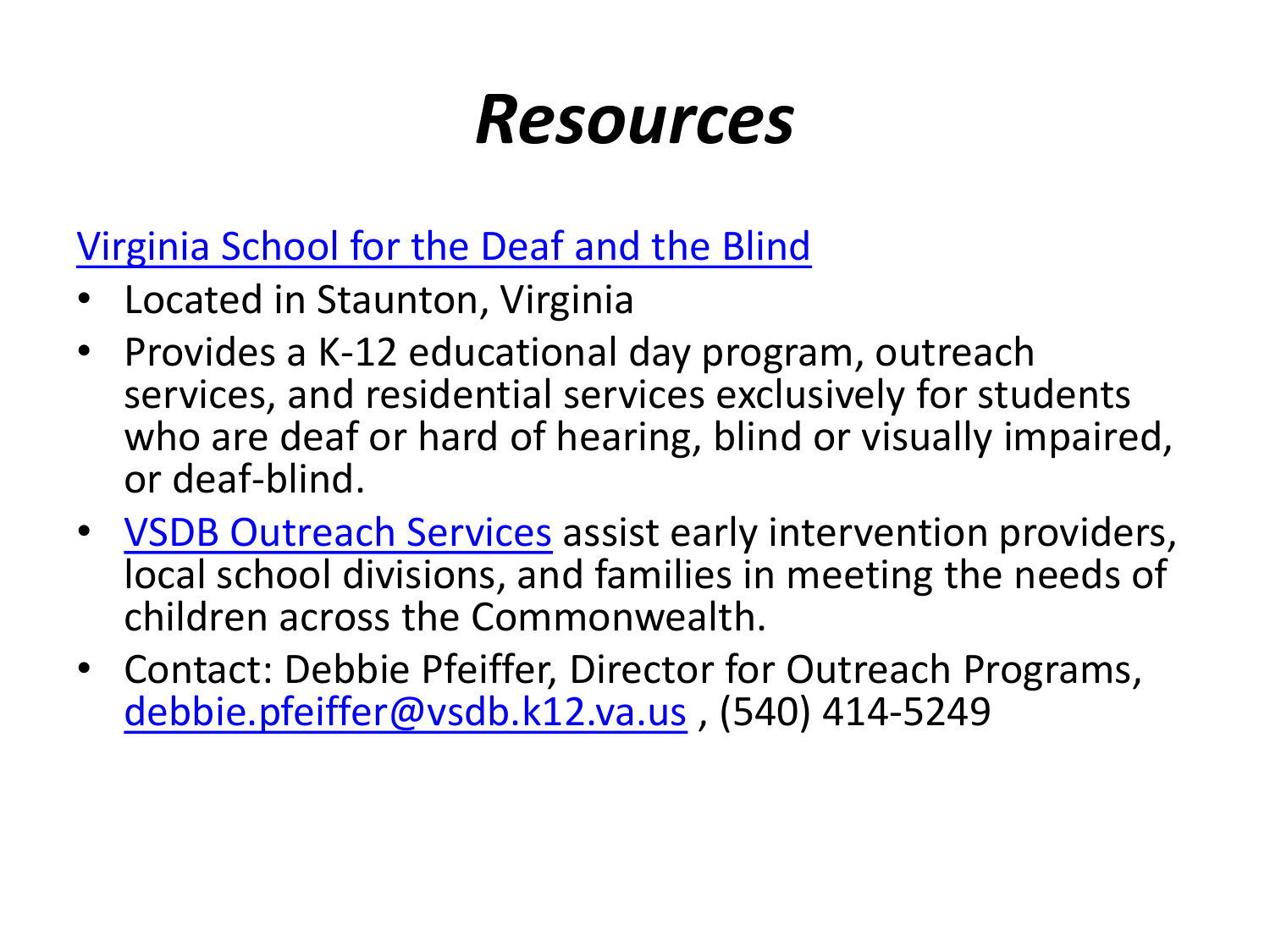# *Resources*

Virginia School for the Deaf and the Blind

- Located in Staunton, Virginia
- Provides a K-12 educational day program, outreach services, and residential services exclusively for students who are deaf or hard of hearing, blind or visually impaired, or deaf-blind.
- VSDB Outreach Services assist early intervention providers, local school divisions, and families in meeting the needs of children across the Commonwealth.
- Contact: Debbie Pfeiffer, Director for Outreach Programs, debbie.pfeiffer@vsdb.k12.va.us , (540) 414-5249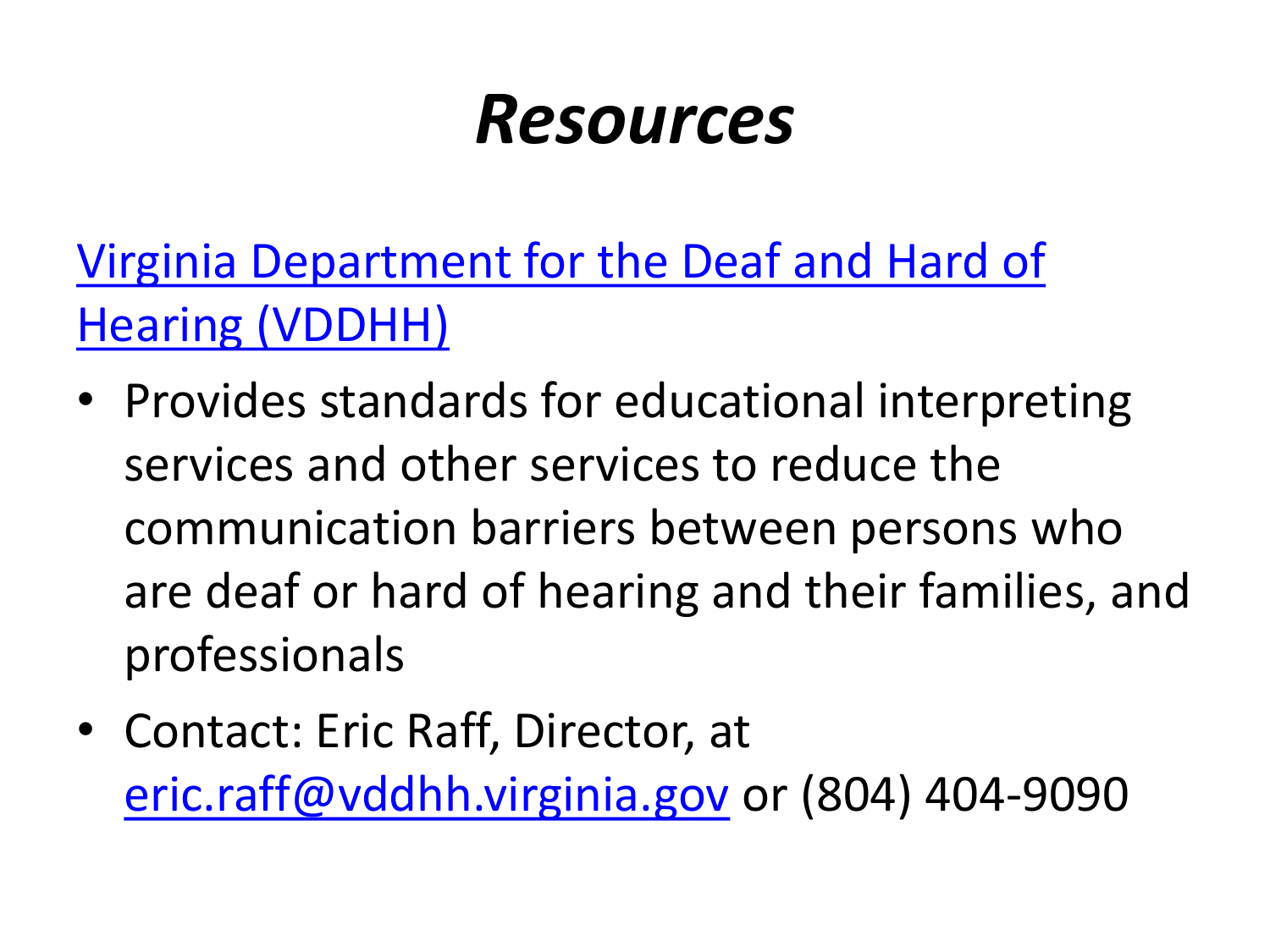# *Resources*

[Virginia Department for the Deaf and Hard of Hearing (VDDHH)]

- Provides standards for educational interpreting services and other services to reduce the communication barriers between persons who are deaf or hard of hearing and their families, and professionals
- Contact: Eric Raff, Director, at eric.raff@vddhh.virginia.gov or (804) 404-9090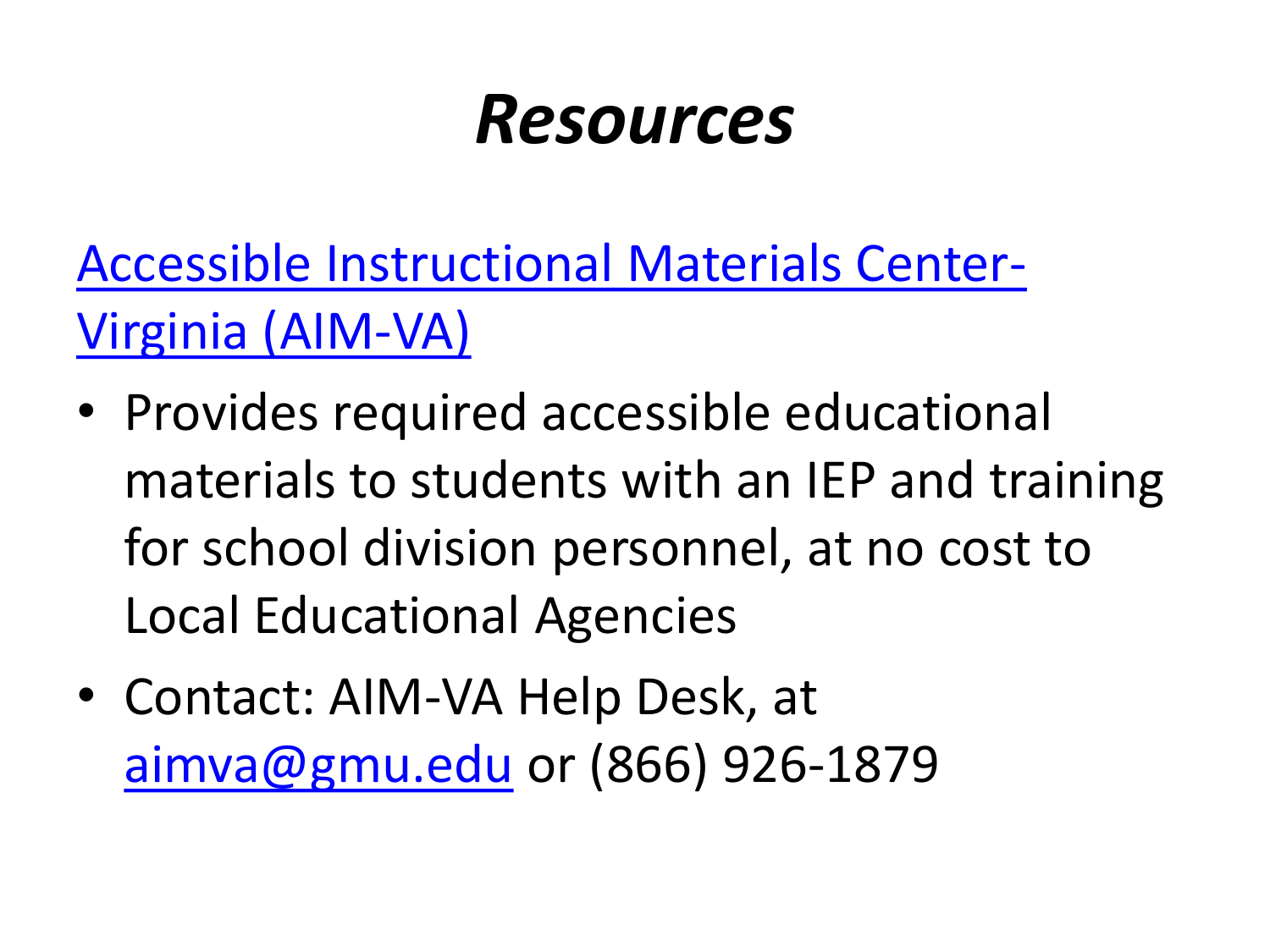# *Resources*

Accessible Instructional Materials Center-Virginia (AIM-VA)

- Provides required accessible educational materials to students with an IEP and training for school division personnel, at no cost to Local Educational Agencies
- Contact: AIM-VA Help Desk, at aimva@gmu.edu or (866) 926-1879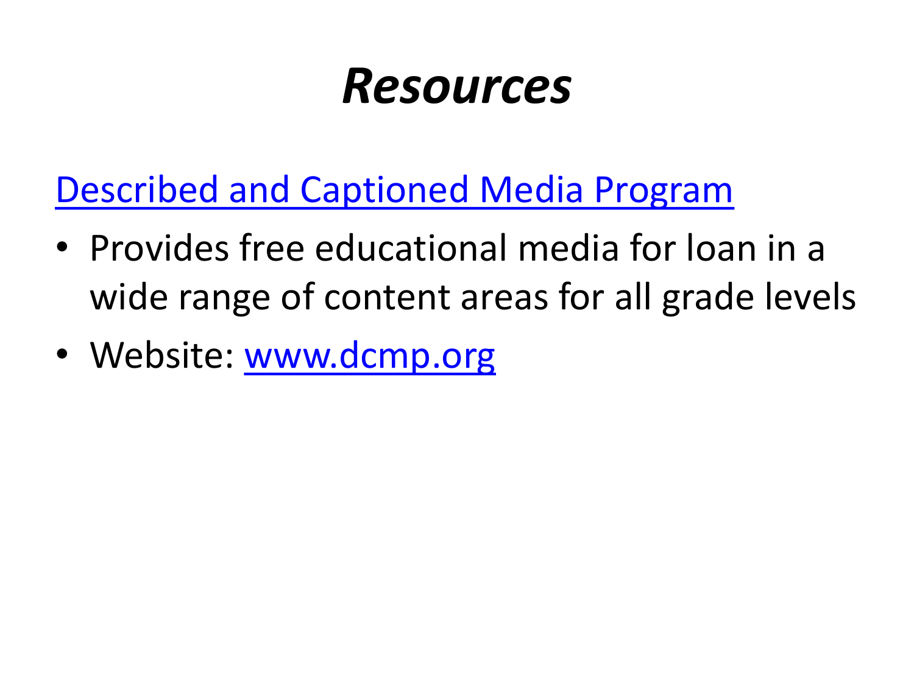# *Resources*

Described and Captioned Media Program

- Provides free educational media for loan in a wide range of content areas for all grade levels
- Website: www.dcmp.org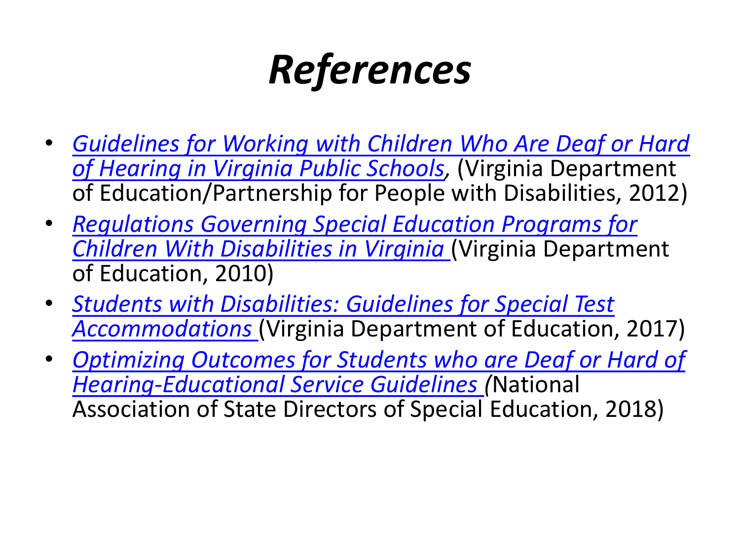# *References*

- *Guidelines for Working with Children Who Are Deaf or Hard of Hearing in Virginia Public Schools*, (Virginia Department of Education/Partnership for People with Disabilities, 2012)
- *Regulations Governing Special Education Programs for Children With Disabilities in Virginia* (Virginia Department of Education, 2010)
- *Students with Disabilities: Guidelines for Special Test Accommodations* (Virginia Department of Education, 2017)
- *Optimizing Outcomes for Students who are Deaf or Hard of Hearing-Educational Service Guidelines* (National Association of State Directors of Special Education, 2018)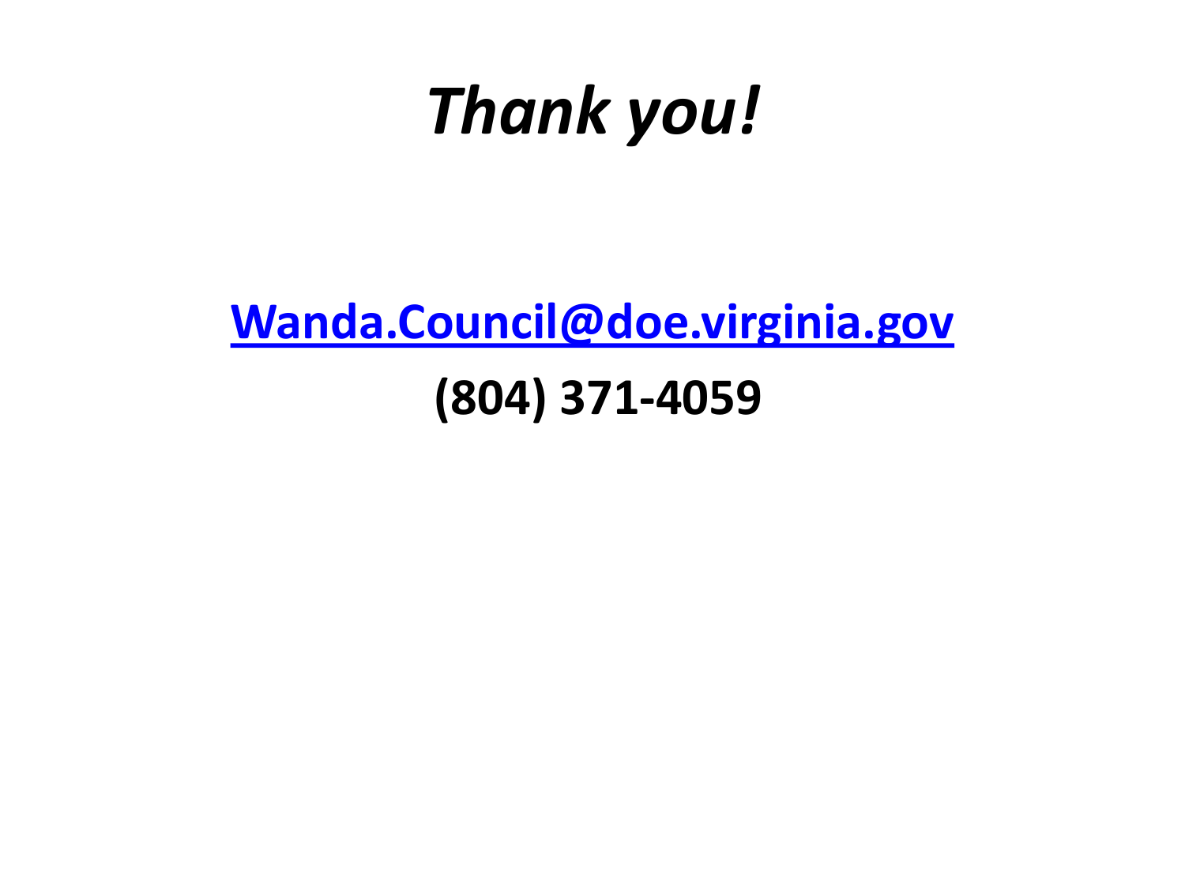# *Thank you!*

**[Wanda.Council@doe.virginia.gov](mailto:Wanda.Council@doe.virginia.gov)**

**(804) 371-4059**